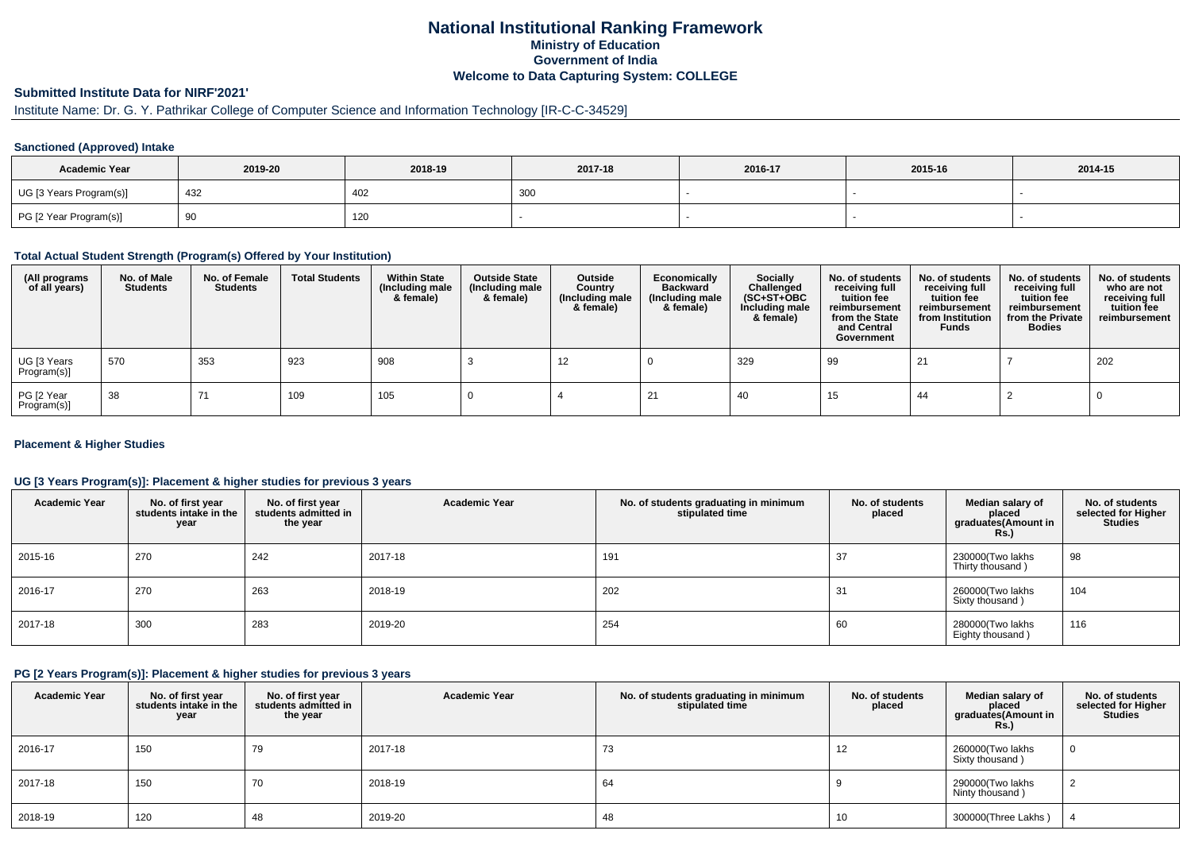# National Institutional Ranking Framework
## Ministry of Education
## Government of India
## Welcome to Data Capturing System: COLLEGE

### Submitted Institute Data for NIRF'2021'

Institute Name: Dr. G. Y. Pathrikar College of Computer Science and Information Technology [IR-C-C-34529]

#### Sanctioned (Approved) Intake

| Academic Year | 2019-20 | 2018-19 | 2017-18 | 2016-17 | 2015-16 | 2014-15 |
|---|---|---|---|---|---|---|
| UG [3 Years Program(s)] | 432 | 402 | 300 | - | - | - |
| PG [2 Year Program(s)] | 90 | 120 | - | - | - | - |

#### Total Actual Student Strength (Program(s) Offered by Your Institution)

| (All programs of all years) | No. of Male Students | No. of Female Students | Total Students | Within State (Including male & female) | Outside State (Including male & female) | Outside Country (Including male & female) | Economically Backward (Including male & female) | Socially Challenged (SC+ST+OBC Including male & female) | No. of students receiving full tuition fee reimbursement from the State and Central Government | No. of students receiving full tuition fee reimbursement from Institution Funds | No. of students receiving full tuition fee reimbursement from the Private Bodies | No. of students who are not receiving full tuition fee reimbursement |
|---|---|---|---|---|---|---|---|---|---|---|---|---|
| UG [3 Years Program(s)] | 570 | 353 | 923 | 908 | 3 | 12 | 0 | 329 | 99 | 21 | 7 | 202 |
| PG [2 Year Program(s)] | 38 | 71 | 109 | 105 | 0 | 4 | 21 | 40 | 15 | 44 | 2 | 0 |

#### Placement & Higher Studies

#### UG [3 Years Program(s)]: Placement & higher studies for previous 3 years

| Academic Year | No. of first year students intake in the year | No. of first year students admitted in the year | Academic Year | No. of students graduating in minimum stipulated time | No. of students placed | Median salary of placed graduates(Amount in Rs.) | No. of students selected for Higher Studies |
|---|---|---|---|---|---|---|---|
| 2015-16 | 270 | 242 | 2017-18 | 191 | 37 | 230000(Two lakhs Thirty thousand ) | 98 |
| 2016-17 | 270 | 263 | 2018-19 | 202 | 31 | 260000(Two lakhs Sixty thousand ) | 104 |
| 2017-18 | 300 | 283 | 2019-20 | 254 | 60 | 280000(Two lakhs Eighty thousand ) | 116 |

#### PG [2 Years Program(s)]: Placement & higher studies for previous 3 years

| Academic Year | No. of first year students intake in the year | No. of first year students admitted in the year | Academic Year | No. of students graduating in minimum stipulated time | No. of students placed | Median salary of placed graduates(Amount in Rs.) | No. of students selected for Higher Studies |
|---|---|---|---|---|---|---|---|
| 2016-17 | 150 | 79 | 2017-18 | 73 | 12 | 260000(Two lakhs Sixty thousand ) | 0 |
| 2017-18 | 150 | 70 | 2018-19 | 64 | 9 | 290000(Two lakhs Ninty thousand ) | 2 |
| 2018-19 | 120 | 48 | 2019-20 | 48 | 10 | 300000(Three Lakhs ) | 4 |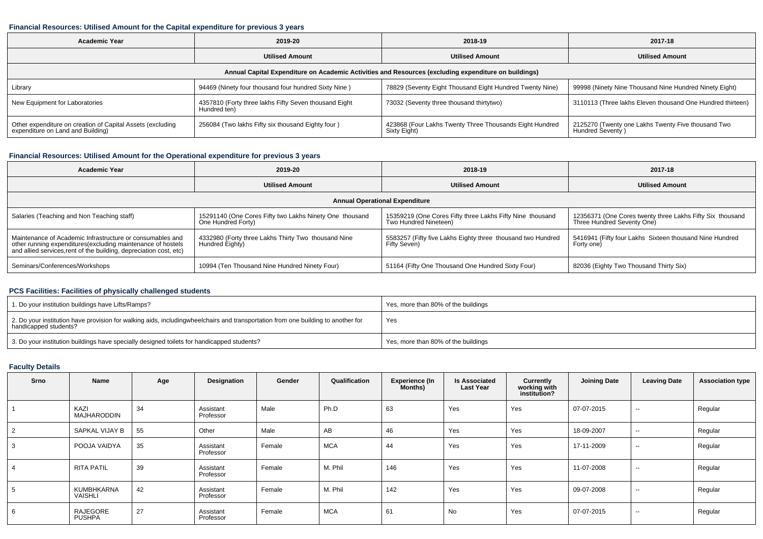### Financial Resources: Utilised Amount for the Capital expenditure for previous 3 years

| Academic Year | 2019-20 | 2018-19 | 2017-18 |
|---|---|---|---|
| | Utilised Amount | Utilised Amount | Utilised Amount |
| Annual Capital Expenditure on Academic Activities and Resources (excluding expenditure on buildings) | | | |
| Library | 94469 (Ninety four thousand four hundred Sixty Nine ) | 78829 (Seventy Eight Thousand Eight Hundred Twenty Nine) | 99998 (Ninety Nine Thousand Nine Hundred Ninety Eight) |
| New Equipment for Laboratories | 4357810 (Forty three lakhs Fifty Seven thousand Eight Hundred ten) | 73032 (Seventy three thousand thirtytwo) | 3110113 (Three lakhs Eleven thousand One Hundred thirteen) |
| Other expenditure on creation of Capital Assets (excluding expenditure on Land and Building) | 256084 (Two lakhs Fifty six thousand Eighty four ) | 423868 (Four Lakhs Twenty Three Thousands Eight Hundred Sixty Eight) | 2125270 (Twenty one Lakhs Twenty Five thousand Two Hundred Seventy ) |

### Financial Resources: Utilised Amount for the Operational expenditure for previous 3 years

| Academic Year | 2019-20 | 2018-19 | 2017-18 |
|---|---|---|---|
| | Utilised Amount | Utilised Amount | Utilised Amount |
| Annual Operational Expenditure | | | |
| Salaries (Teaching and Non Teaching staff) | 15291140 (One Cores Fifty two Lakhs Ninety One thousand One Hundred Forty) | 15359219 (One Cores Fifty three Lakhs Fifty Nine thousand Two Hundred Nineteen) | 12356371 (One Cores twenty three Lakhs Fifty Six thousand Three Hundred Seventy One) |
| Maintenance of Academic Infrastructure or consumables and other running expenditures(excluding maintenance of hostels and allied services,rent of the building, depreciation cost, etc) | 4332980 (Forty three Lakhs Thirty Two thousand Nine Hundred Eighty) | 5583257 (Fifty five Lakhs Eighty three thousand two Hundred Fifty Seven) | 5416941 (Fifty four Lakhs Sixteen thousand Nine Hundred Forty one) |
| Seminars/Conferences/Workshops | 10994 (Ten Thousand Nine Hundred Ninety Four) | 51164 (Fifty One Thousand One Hundred Sixty Four) | 82036 (Eighty Two Thousand Thirty Six) |

### PCS Facilities: Facilities of physically challenged students

| | |
|---|---|
| 1. Do your institution buildings have Lifts/Ramps? | Yes, more than 80% of the buildings |
| 2. Do your institution have provision for walking aids, includingwheelchairs and transportation from one building to another for handicapped students? | Yes |
| 3. Do your institution buildings have specially designed toilets for handicapped students? | Yes, more than 80% of the buildings |

### Faculty Details

| Srno | Name | Age | Designation | Gender | Qualification | Experience (In Months) | Is Associated Last Year | Currently working with institution? | Joining Date | Leaving Date | Association type |
|---|---|---|---|---|---|---|---|---|---|---|---|
| 1 | KAZI MAJHARODDIN | 34 | Assistant Professor | Male | Ph.D | 63 | Yes | Yes | 07-07-2015 | -- | Regular |
| 2 | SAPKAL VIJAY B | 55 | Other | Male | AB | 46 | Yes | Yes | 18-09-2007 | -- | Regular |
| 3 | POOJA VAIDYA | 35 | Assistant Professor | Female | MCA | 44 | Yes | Yes | 17-11-2009 | -- | Regular |
| 4 | RITA PATIL | 39 | Assistant Professor | Female | M. Phil | 146 | Yes | Yes | 11-07-2008 | -- | Regular |
| 5 | KUMBHKARNA VAISHLI | 42 | Assistant Professor | Female | M. Phil | 142 | Yes | Yes | 09-07-2008 | -- | Regular |
| 6 | RAJEGORE PUSHPA | 27 | Assistant Professor | Female | MCA | 61 | No | Yes | 07-07-2015 | -- | Regular |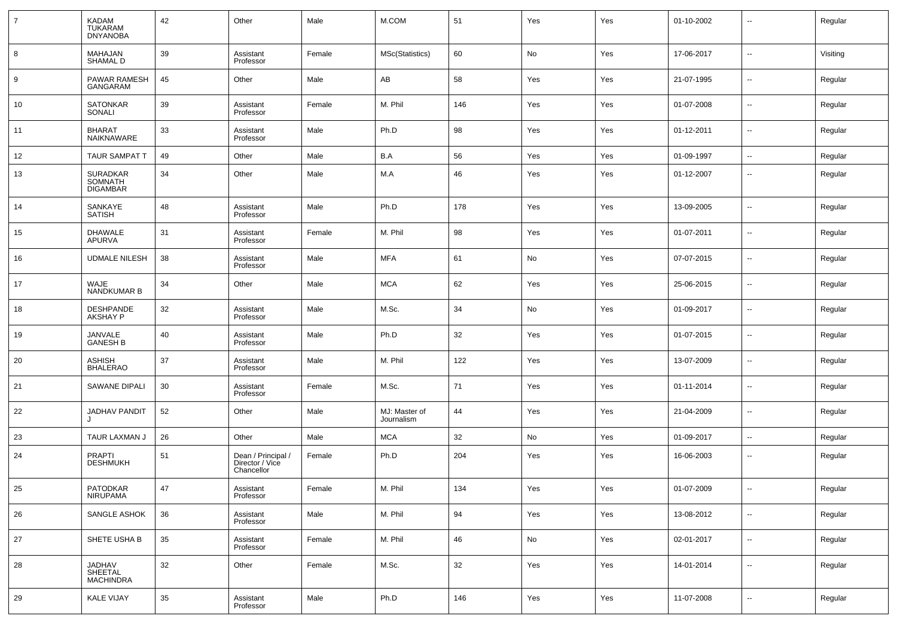| 7 | KADAM TUKARAM DNYANOBA | 42 | Other | Male | M.COM | 51 | Yes | Yes | 01-10-2002 | -- | Regular |
|---|---|---|---|---|---|---|---|---|---|---|---|
| 8 | MAHAJAN SHAMAL D | 39 | Assistant Professor | Female | MSc(Statistics) | 60 | No | Yes | 17-06-2017 | -- | Visiting |
| 9 | PAWAR RAMESH GANGARAM | 45 | Other | Male | AB | 58 | Yes | Yes | 21-07-1995 | -- | Regular |
| 10 | SATONKAR SONALI | 39 | Assistant Professor | Female | M. Phil | 146 | Yes | Yes | 01-07-2008 | -- | Regular |
| 11 | BHARAT NAIKNAWARE | 33 | Assistant Professor | Male | Ph.D | 98 | Yes | Yes | 01-12-2011 | -- | Regular |
| 12 | TAUR SAMPAT T | 49 | Other | Male | B.A | 56 | Yes | Yes | 01-09-1997 | -- | Regular |
| 13 | SURADKAR SOMNATH DIGAMBAR | 34 | Other | Male | M.A | 46 | Yes | Yes | 01-12-2007 | -- | Regular |
| 14 | SANKAYE SATISH | 48 | Assistant Professor | Male | Ph.D | 178 | Yes | Yes | 13-09-2005 | -- | Regular |
| 15 | DHAWALE APURVA | 31 | Assistant Professor | Female | M. Phil | 98 | Yes | Yes | 01-07-2011 | -- | Regular |
| 16 | UDMALE NILESH | 38 | Assistant Professor | Male | MFA | 61 | No | Yes | 07-07-2015 | -- | Regular |
| 17 | WAJE NANDKUMAR B | 34 | Other | Male | MCA | 62 | Yes | Yes | 25-06-2015 | -- | Regular |
| 18 | DESHPANDE AKSHAY P | 32 | Assistant Professor | Male | M.Sc. | 34 | No | Yes | 01-09-2017 | -- | Regular |
| 19 | JANVALE GANESH B | 40 | Assistant Professor | Male | Ph.D | 32 | Yes | Yes | 01-07-2015 | -- | Regular |
| 20 | ASHISH BHALERAO | 37 | Assistant Professor | Male | M. Phil | 122 | Yes | Yes | 13-07-2009 | -- | Regular |
| 21 | SAWANE DIPALI | 30 | Assistant Professor | Female | M.Sc. | 71 | Yes | Yes | 01-11-2014 | -- | Regular |
| 22 | JADHAV PANDIT J | 52 | Other | Male | MJ: Master of Journalism | 44 | Yes | Yes | 21-04-2009 | -- | Regular |
| 23 | TAUR LAXMAN J | 26 | Other | Male | MCA | 32 | No | Yes | 01-09-2017 | -- | Regular |
| 24 | PRAPTI DESHMUKH | 51 | Dean / Principal / Director / Vice Chancellor | Female | Ph.D | 204 | Yes | Yes | 16-06-2003 | -- | Regular |
| 25 | PATODKAR NIRUPAMA | 47 | Assistant Professor | Female | M. Phil | 134 | Yes | Yes | 01-07-2009 | -- | Regular |
| 26 | SANGLE ASHOK | 36 | Assistant Professor | Male | M. Phil | 94 | Yes | Yes | 13-08-2012 | -- | Regular |
| 27 | SHETE USHA B | 35 | Assistant Professor | Female | M. Phil | 46 | No | Yes | 02-01-2017 | -- | Regular |
| 28 | JADHAV SHEETAL MACHINDRA | 32 | Other | Female | M.Sc. | 32 | Yes | Yes | 14-01-2014 | -- | Regular |
| 29 | KALE VIJAY | 35 | Assistant Professor | Male | Ph.D | 146 | Yes | Yes | 11-07-2008 | -- | Regular |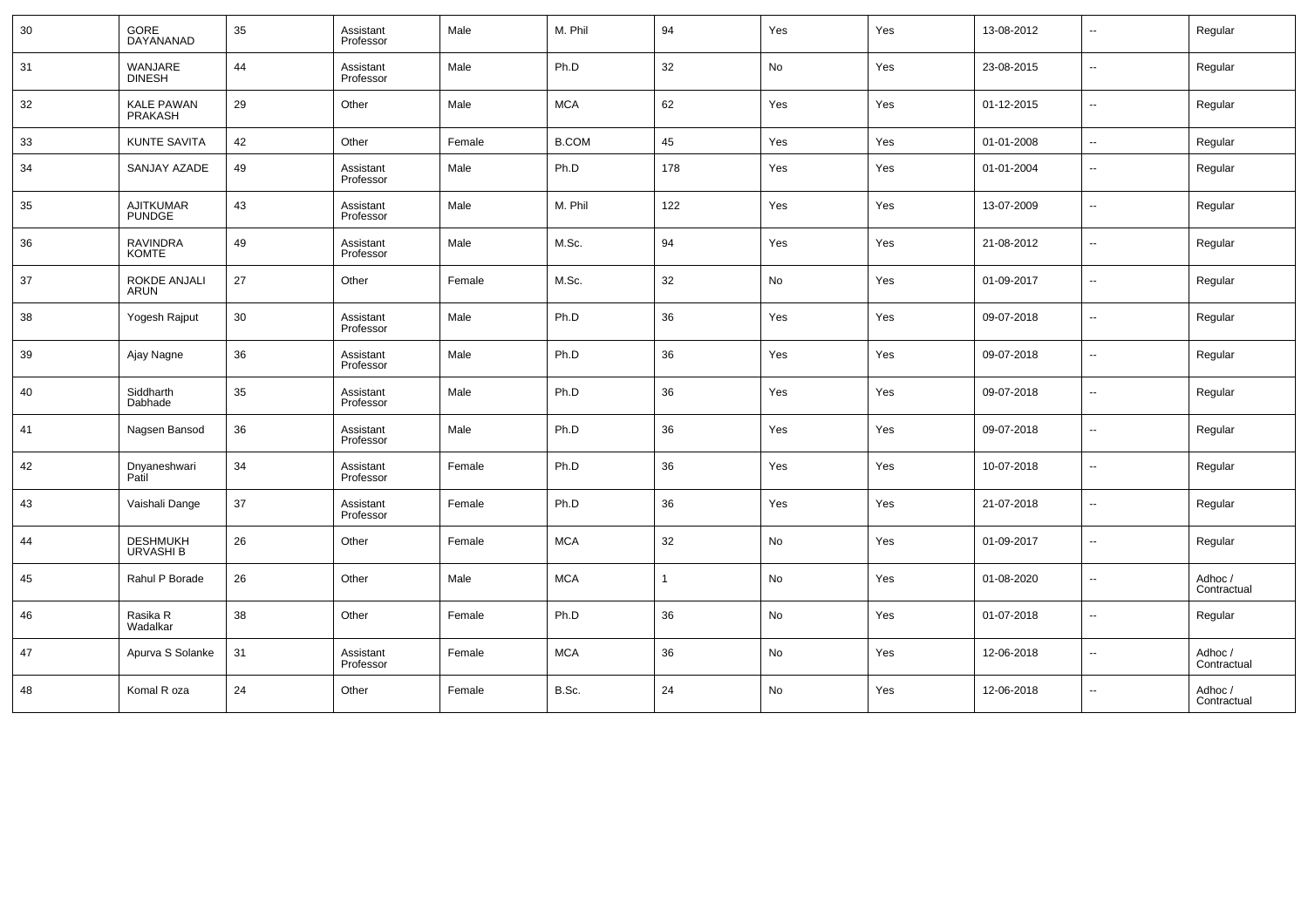| | | | | | | | | | | | |
|---|---|---|---|---|---|---|---|---|---|---|---|
| 30 | GORE DAYANANAD | 35 | Assistant Professor | Male | M. Phil | 94 | Yes | Yes | 13-08-2012 | -- | Regular |
| 31 | WANJARE DINESH | 44 | Assistant Professor | Male | Ph.D | 32 | No | Yes | 23-08-2015 | -- | Regular |
| 32 | KALE PAWAN PRAKASH | 29 | Other | Male | MCA | 62 | Yes | Yes | 01-12-2015 | -- | Regular |
| 33 | KUNTE SAVITA | 42 | Other | Female | B.COM | 45 | Yes | Yes | 01-01-2008 | -- | Regular |
| 34 | SANJAY AZADE | 49 | Assistant Professor | Male | Ph.D | 178 | Yes | Yes | 01-01-2004 | -- | Regular |
| 35 | AJITKUMAR PUNDGE | 43 | Assistant Professor | Male | M. Phil | 122 | Yes | Yes | 13-07-2009 | -- | Regular |
| 36 | RAVINDRA KOMTE | 49 | Assistant Professor | Male | M.Sc. | 94 | Yes | Yes | 21-08-2012 | -- | Regular |
| 37 | ROKDE ANJALI ARUN | 27 | Other | Female | M.Sc. | 32 | No | Yes | 01-09-2017 | -- | Regular |
| 38 | Yogesh Rajput | 30 | Assistant Professor | Male | Ph.D | 36 | Yes | Yes | 09-07-2018 | -- | Regular |
| 39 | Ajay Nagne | 36 | Assistant Professor | Male | Ph.D | 36 | Yes | Yes | 09-07-2018 | -- | Regular |
| 40 | Siddharth Dabhade | 35 | Assistant Professor | Male | Ph.D | 36 | Yes | Yes | 09-07-2018 | -- | Regular |
| 41 | Nagsen Bansod | 36 | Assistant Professor | Male | Ph.D | 36 | Yes | Yes | 09-07-2018 | -- | Regular |
| 42 | Dnyaneshwari Patil | 34 | Assistant Professor | Female | Ph.D | 36 | Yes | Yes | 10-07-2018 | -- | Regular |
| 43 | Vaishali Dange | 37 | Assistant Professor | Female | Ph.D | 36 | Yes | Yes | 21-07-2018 | -- | Regular |
| 44 | DESHMUKH URVASHI B | 26 | Other | Female | MCA | 32 | No | Yes | 01-09-2017 | -- | Regular |
| 45 | Rahul P Borade | 26 | Other | Male | MCA | 1 | No | Yes | 01-08-2020 | -- | Adhoc / Contractual |
| 46 | Rasika R Wadalkar | 38 | Other | Female | Ph.D | 36 | No | Yes | 01-07-2018 | -- | Regular |
| 47 | Apurva S Solanke | 31 | Assistant Professor | Female | MCA | 36 | No | Yes | 12-06-2018 | -- | Adhoc / Contractual |
| 48 | Komal R oza | 24 | Other | Female | B.Sc. | 24 | No | Yes | 12-06-2018 | -- | Adhoc / Contractual |